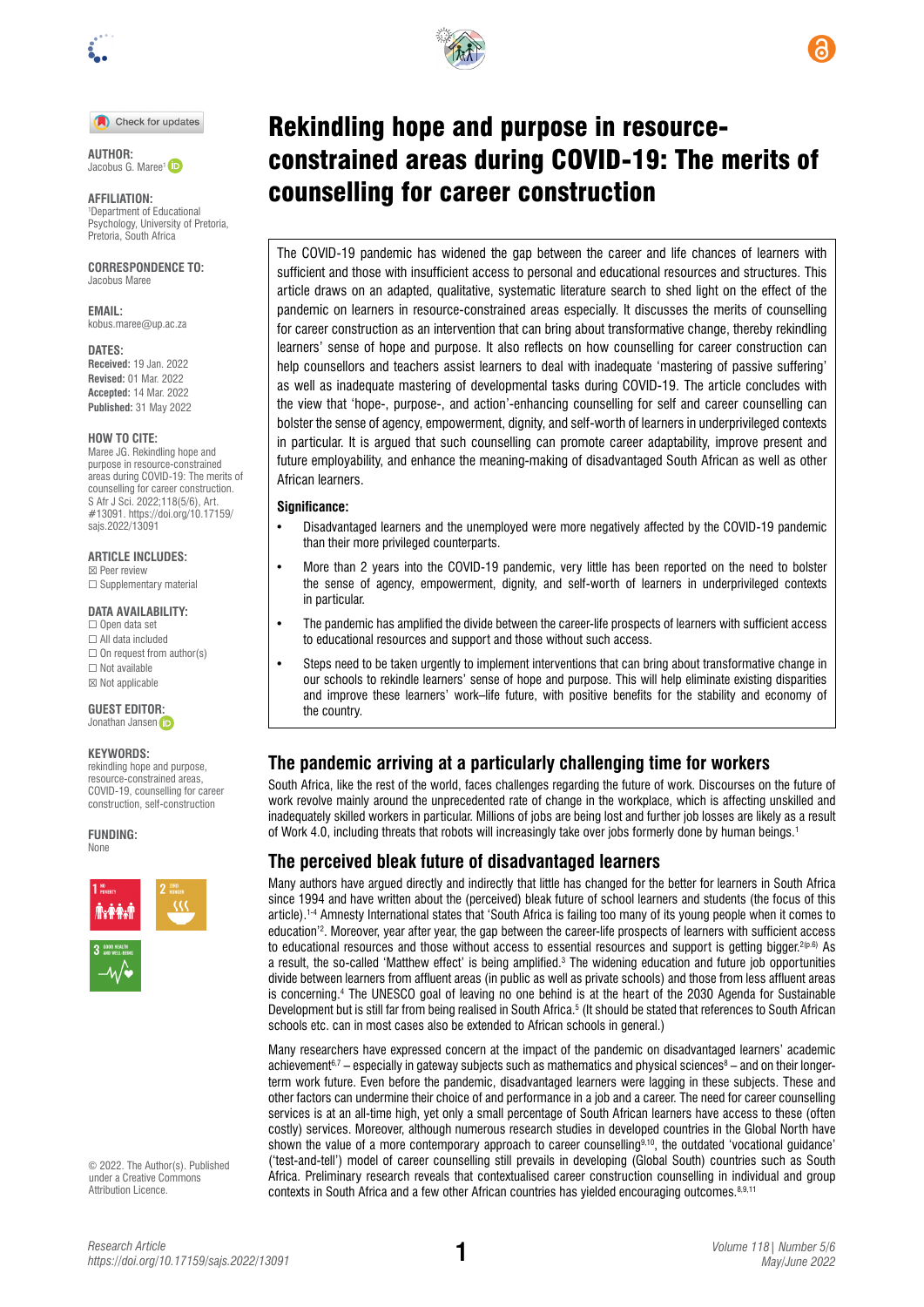# Rekindling hope and purpose in resource-constrained areas during COVID-19: The merits of counselling for career construction

**AUTHOR:**
Jacobus G. Maree[1]

**AFFILIATION:**
[1]Department of Educational Psychology, University of Pretoria, Pretoria, South Africa

**CORRESPONDENCE TO:**
Jacobus Maree

**EMAIL:**
kobus.maree@up.ac.za

**DATES:**
**Received:** 19 Jan. 2022
**Revised:** 01 Mar. 2022
**Accepted:** 14 Mar. 2022
**Published:** 31 May 2022

**HOW TO CITE:**
Maree JG. Rekindling hope and purpose in resource-constrained areas during COVID-19: The merits of counselling for career construction. S Afr J Sci. 2022;118(5/6), Art. #13091. https://doi.org/10.17159/sajs.2022/13091

**ARTICLE INCLUDES:**
☒ Peer review
☐ Supplementary material

**DATA AVAILABILITY:**
☐ Open data set
☐ All data included
☐ On request from author(s)
☐ Not available
☒ Not applicable

**GUEST EDITOR:**
Jonathan Jansen

**KEYWORDS:**
rekindling hope and purpose, resource-constrained areas, COVID-19, counselling for career construction, self-construction

**FUNDING:**
None

© 2022. The Author(s). Published under a Creative Commons Attribution Licence.

The COVID-19 pandemic has widened the gap between the career and life chances of learners with sufficient and those with insufficient access to personal and educational resources and structures. This article draws on an adapted, qualitative, systematic literature search to shed light on the effect of the pandemic on learners in resource-constrained areas especially. It discusses the merits of counselling for career construction as an intervention that can bring about transformative change, thereby rekindling learners' sense of hope and purpose. It also reflects on how counselling for career construction can help counsellors and teachers assist learners to deal with inadequate 'mastering of passive suffering' as well as inadequate mastering of developmental tasks during COVID-19. The article concludes with the view that 'hope-, purpose-, and action'-enhancing counselling for self and career counselling can bolster the sense of agency, empowerment, dignity, and self-worth of learners in underprivileged contexts in particular. It is argued that such counselling can promote career adaptability, improve present and future employability, and enhance the meaning-making of disadvantaged South African as well as other African learners.

**Significance:**

- Disadvantaged learners and the unemployed were more negatively affected by the COVID-19 pandemic than their more privileged counterparts.
- More than 2 years into the COVID-19 pandemic, very little has been reported on the need to bolster the sense of agency, empowerment, dignity, and self-worth of learners in underprivileged contexts in particular.
- The pandemic has amplified the divide between the career-life prospects of learners with sufficient access to educational resources and support and those without such access.
- Steps need to be taken urgently to implement interventions that can bring about transformative change in our schools to rekindle learners' sense of hope and purpose. This will help eliminate existing disparities and improve these learners' work–life future, with positive benefits for the stability and economy of the country.

## The pandemic arriving at a particularly challenging time for workers

South Africa, like the rest of the world, faces challenges regarding the future of work. Discourses on the future of work revolve mainly around the unprecedented rate of change in the workplace, which is affecting unskilled and inadequately skilled workers in particular. Millions of jobs are being lost and further job losses are likely as a result of Work 4.0, including threats that robots will increasingly take over jobs formerly done by human beings.[1]

## The perceived bleak future of disadvantaged learners

Many authors have argued directly and indirectly that little has changed for the better for learners in South Africa since 1994 and have written about the (perceived) bleak future of school learners and students (the focus of this article).[1-4] Amnesty International states that 'South Africa is failing too many of its young people when it comes to education'[2]. Moreover, year after year, the gap between the career-life prospects of learners with sufficient access to educational resources and those without access to essential resources and support is getting bigger.[2(p.6)] As a result, the so-called 'Matthew effect' is being amplified.[3] The widening education and future job opportunities divide between learners from affluent areas (in public as well as private schools) and those from less affluent areas is concerning.[4] The UNESCO goal of leaving no one behind is at the heart of the 2030 Agenda for Sustainable Development but is still far from being realised in South Africa.[5] (It should be stated that references to South African schools etc. can in most cases also be extended to African schools in general.)

Many researchers have expressed concern at the impact of the pandemic on disadvantaged learners' academic achievement[6,7] – especially in gateway subjects such as mathematics and physical sciences[8] – and on their longer-term work future. Even before the pandemic, disadvantaged learners were lagging in these subjects. These and other factors can undermine their choice of and performance in a job and a career. The need for career counselling services is at an all-time high, yet only a small percentage of South African learners have access to these (often costly) services. Moreover, although numerous research studies in developed countries in the Global North have shown the value of a more contemporary approach to career counselling[9,10], the outdated 'vocational guidance' ('test-and-tell') model of career counselling still prevails in developing (Global South) countries such as South Africa. Preliminary research reveals that contextualised career construction counselling in individual and group contexts in South Africa and a few other African countries has yielded encouraging outcomes.[8,9,11]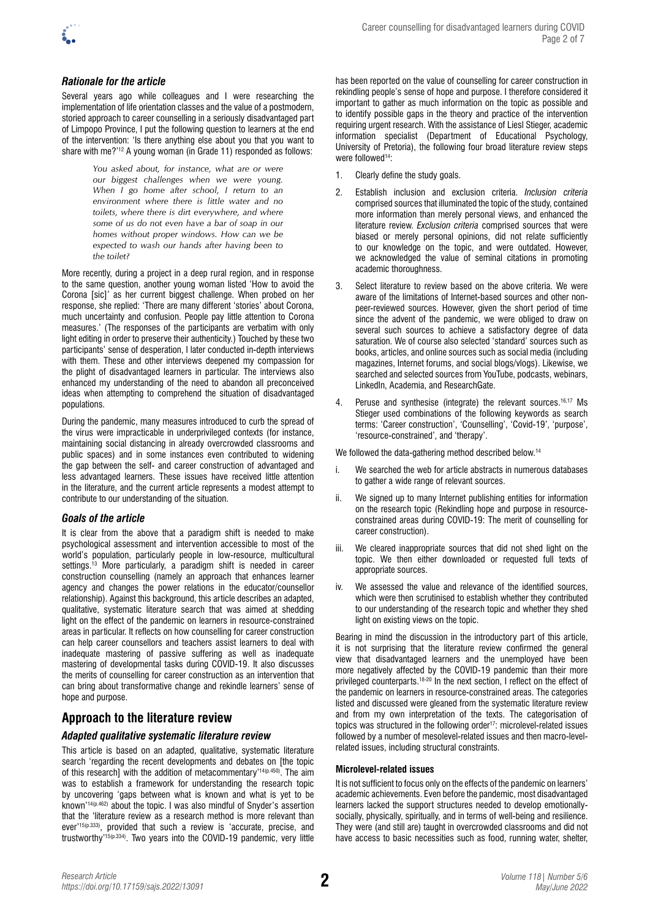### *Rationale for the article*

Several years ago while colleagues and I were researching the implementation of life orientation classes and the value of a postmodern, storied approach to career counselling in a seriously disadvantaged part of Limpopo Province, I put the following question to learners at the end of the intervention: 'Is there anything else about you that you want to share with me?'[12] A young woman (in Grade 11) responded as follows:

> *You asked about, for instance, what are or were our biggest challenges when we were young. When I go home after school, I return to an environment where there is little water and no toilets, where there is dirt everywhere, and where some of us do not even have a bar of soap in our homes without proper windows. How can we be expected to wash our hands after having been to the toilet?*

More recently, during a project in a deep rural region, and in response to the same question, another young woman listed 'How to avoid the Corona [sic]' as her current biggest challenge. When probed on her response, she replied: 'There are many different 'stories' about Corona, much uncertainty and confusion. People pay little attention to Corona measures.' (The responses of the participants are verbatim with only light editing in order to preserve their authenticity.) Touched by these two participants' sense of desperation, I later conducted in-depth interviews with them. These and other interviews deepened my compassion for the plight of disadvantaged learners in particular. The interviews also enhanced my understanding of the need to abandon all preconceived ideas when attempting to comprehend the situation of disadvantaged populations.

During the pandemic, many measures introduced to curb the spread of the virus were impracticable in underprivileged contexts (for instance, maintaining social distancing in already overcrowded classrooms and public spaces) and in some instances even contributed to widening the gap between the self- and career construction of advantaged and less advantaged learners. These issues have received little attention in the literature, and the current article represents a modest attempt to contribute to our understanding of the situation.

### *Goals of the article*

It is clear from the above that a paradigm shift is needed to make psychological assessment and intervention accessible to most of the world's population, particularly people in low-resource, multicultural settings.[13] More particularly, a paradigm shift is needed in career construction counselling (namely an approach that enhances learner agency and changes the power relations in the educator/counsellor relationship). Against this background, this article describes an adapted, qualitative, systematic literature search that was aimed at shedding light on the effect of the pandemic on learners in resource-constrained areas in particular. It reflects on how counselling for career construction can help career counsellors and teachers assist learners to deal with inadequate mastering of passive suffering as well as inadequate mastering of developmental tasks during COVID-19. It also discusses the merits of counselling for career construction as an intervention that can bring about transformative change and rekindle learners' sense of hope and purpose.

## Approach to the literature review

### *Adapted qualitative systematic literature review*

This article is based on an adapted, qualitative, systematic literature search 'regarding the recent developments and debates on [the topic of this research] with the addition of metacommentary'[14(p.450)]. The aim was to establish a framework for understanding the research topic by uncovering 'gaps between what is known and what is yet to be known'[14(p.462)] about the topic. I was also mindful of Snyder's assertion that the 'literature review as a research method is more relevant than ever'[15(p.333)], provided that such a review is 'accurate, precise, and trustworthy'[15(p.334)]. Two years into the COVID-19 pandemic, very little has been reported on the value of counselling for career construction in rekindling people's sense of hope and purpose. I therefore considered it important to gather as much information on the topic as possible and to identify possible gaps in the theory and practice of the intervention requiring urgent research. With the assistance of Liesl Stieger, academic information specialist (Department of Educational Psychology, University of Pretoria), the following four broad literature review steps were followed[14]:

1. Clearly define the study goals.
2. Establish inclusion and exclusion criteria. *Inclusion criteria* comprised sources that illuminated the topic of the study, contained more information than merely personal views, and enhanced the literature review. *Exclusion criteria* comprised sources that were biased or merely personal opinions, did not relate sufficiently to our knowledge on the topic, and were outdated. However, we acknowledged the value of seminal citations in promoting academic thoroughness.
3. Select literature to review based on the above criteria. We were aware of the limitations of Internet-based sources and other non-peer-reviewed sources. However, given the short period of time since the advent of the pandemic, we were obliged to draw on several such sources to achieve a satisfactory degree of data saturation. We of course also selected 'standard' sources such as books, articles, and online sources such as social media (including magazines, Internet forums, and social blogs/vlogs). Likewise, we searched and selected sources from YouTube, podcasts, webinars, LinkedIn, Academia, and ResearchGate.
4. Peruse and synthesise (integrate) the relevant sources.[16,17] Ms Stieger used combinations of the following keywords as search terms: 'Career construction', 'Counselling', 'Covid-19', 'purpose', 'resource-constrained', and 'therapy'.

We followed the data-gathering method described below.[14]

i. We searched the web for article abstracts in numerous databases to gather a wide range of relevant sources.

ii. We signed up to many Internet publishing entities for information on the research topic (Rekindling hope and purpose in resource-constrained areas during COVID-19: The merit of counselling for career construction).

iii. We cleared inappropriate sources that did not shed light on the topic. We then either downloaded or requested full texts of appropriate sources.

iv. We assessed the value and relevance of the identified sources, which were then scrutinised to establish whether they contributed to our understanding of the research topic and whether they shed light on existing views on the topic.

Bearing in mind the discussion in the introductory part of this article, it is not surprising that the literature review confirmed the general view that disadvantaged learners and the unemployed have been more negatively affected by the COVID-19 pandemic than their more privileged counterparts.[18-20] In the next section, I reflect on the effect of the pandemic on learners in resource-constrained areas. The categories listed and discussed were gleaned from the systematic literature review and from my own interpretation of the texts. The categorisation of topics was structured in the following order[17]: microlevel-related issues followed by a number of mesolevel-related issues and then macro-level-related issues, including structural constraints.

#### **Microlevel-related issues**

It is not sufficient to focus only on the effects of the pandemic on learners' academic achievements. Even before the pandemic, most disadvantaged learners lacked the support structures needed to develop emotionally-socially, physically, spiritually, and in terms of well-being and resilience. They were (and still are) taught in overcrowded classrooms and did not have access to basic necessities such as food, running water, shelter,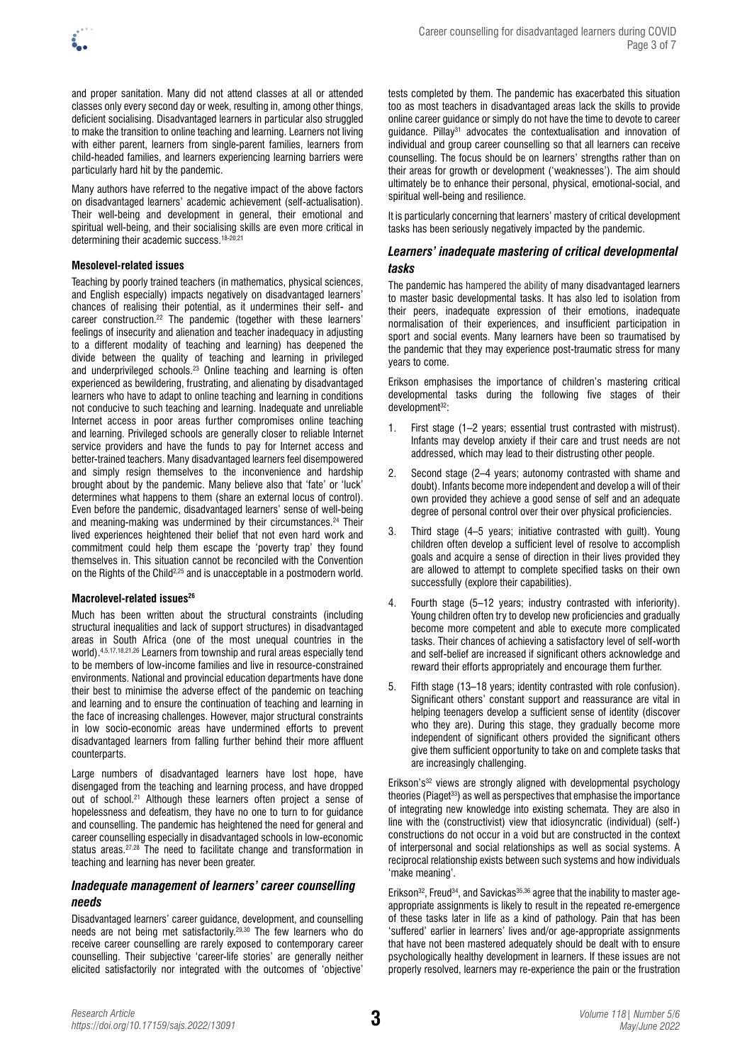and proper sanitation. Many did not attend classes at all or attended classes only every second day or week, resulting in, among other things, deficient socialising. Disadvantaged learners in particular also struggled to make the transition to online teaching and learning. Learners not living with either parent, learners from single-parent families, learners from child-headed families, and learners experiencing learning barriers were particularly hard hit by the pandemic.

Many authors have referred to the negative impact of the above factors on disadvantaged learners' academic achievement (self-actualisation). Their well-being and development in general, their emotional and spiritual well-being, and their socialising skills are even more critical in determining their academic success.[18-20,21]

**Mesolevel-related issues**

Teaching by poorly trained teachers (in mathematics, physical sciences, and English especially) impacts negatively on disadvantaged learners' chances of realising their potential, as it undermines their self- and career construction.[22] The pandemic (together with these learners' feelings of insecurity and alienation and teacher inadequacy in adjusting to a different modality of teaching and learning) has deepened the divide between the quality of teaching and learning in privileged and underprivileged schools.[23] Online teaching and learning is often experienced as bewildering, frustrating, and alienating by disadvantaged learners who have to adapt to online teaching and learning in conditions not conducive to such teaching and learning. Inadequate and unreliable Internet access in poor areas further compromises online teaching and learning. Privileged schools are generally closer to reliable Internet service providers and have the funds to pay for Internet access and better-trained teachers. Many disadvantaged learners feel disempowered and simply resign themselves to the inconvenience and hardship brought about by the pandemic. Many believe also that 'fate' or 'luck' determines what happens to them (share an external locus of control). Even before the pandemic, disadvantaged learners' sense of well-being and meaning-making was undermined by their circumstances.[24] Their lived experiences heightened their belief that not even hard work and commitment could help them escape the 'poverty trap' they found themselves in. This situation cannot be reconciled with the Convention on the Rights of the Child[2,25] and is unacceptable in a postmodern world.

**Macrolevel-related issues[26]**

Much has been written about the structural constraints (including structural inequalities and lack of support structures) in disadvantaged areas in South Africa (one of the most unequal countries in the world).[4,5,17,18,21,26] Learners from township and rural areas especially tend to be members of low-income families and live in resource-constrained environments. National and provincial education departments have done their best to minimise the adverse effect of the pandemic on teaching and learning and to ensure the continuation of teaching and learning in the face of increasing challenges. However, major structural constraints in low socio-economic areas have undermined efforts to prevent disadvantaged learners from falling further behind their more affluent counterparts.

Large numbers of disadvantaged learners have lost hope, have disengaged from the teaching and learning process, and have dropped out of school.[21] Although these learners often project a sense of hopelessness and defeatism, they have no one to turn to for guidance and counselling. The pandemic has heightened the need for general and career counselling especially in disadvantaged schools in low-economic status areas.[27,28] The need to facilitate change and transformation in teaching and learning has never been greater.

### *Inadequate management of learners' career counselling needs*

Disadvantaged learners' career guidance, development, and counselling needs are not being met satisfactorily.[29,30] The few learners who do receive career counselling are rarely exposed to contemporary career counselling. Their subjective 'career-life stories' are generally neither elicited satisfactorily nor integrated with the outcomes of 'objective' tests completed by them. The pandemic has exacerbated this situation too as most teachers in disadvantaged areas lack the skills to provide online career guidance or simply do not have the time to devote to career guidance. Pillay[31] advocates the contextualisation and innovation of individual and group career counselling so that all learners can receive counselling. The focus should be on learners' strengths rather than on their areas for growth or development ('weaknesses'). The aim should ultimately be to enhance their personal, physical, emotional-social, and spiritual well-being and resilience.

It is particularly concerning that learners' mastery of critical development tasks has been seriously negatively impacted by the pandemic.

### *Learners' inadequate mastering of critical developmental tasks*

The pandemic has hampered the ability of many disadvantaged learners to master basic developmental tasks. It has also led to isolation from their peers, inadequate expression of their emotions, inadequate normalisation of their experiences, and insufficient participation in sport and social events. Many learners have been so traumatised by the pandemic that they may experience post-traumatic stress for many years to come.

Erikson emphasises the importance of children's mastering critical developmental tasks during the following five stages of their development[32]:

1. First stage (1–2 years; essential trust contrasted with mistrust). Infants may develop anxiety if their care and trust needs are not addressed, which may lead to their distrusting other people.
2. Second stage (2–4 years; autonomy contrasted with shame and doubt). Infants become more independent and develop a will of their own provided they achieve a good sense of self and an adequate degree of personal control over their over physical proficiencies.
3. Third stage (4–5 years; initiative contrasted with guilt). Young children often develop a sufficient level of resolve to accomplish goals and acquire a sense of direction in their lives provided they are allowed to attempt to complete specified tasks on their own successfully (explore their capabilities).
4. Fourth stage (5–12 years; industry contrasted with inferiority). Young children often try to develop new proficiencies and gradually become more competent and able to execute more complicated tasks. Their chances of achieving a satisfactory level of self-worth and self-belief are increased if significant others acknowledge and reward their efforts appropriately and encourage them further.
5. Fifth stage (13–18 years; identity contrasted with role confusion). Significant others' constant support and reassurance are vital in helping teenagers develop a sufficient sense of identity (discover who they are). During this stage, they gradually become more independent of significant others provided the significant others give them sufficient opportunity to take on and complete tasks that are increasingly challenging.

Erikson's[32] views are strongly aligned with developmental psychology theories (Piaget[33]) as well as perspectives that emphasise the importance of integrating new knowledge into existing schemata. They are also in line with the (constructivist) view that idiosyncratic (individual) (self-) constructions do not occur in a void but are constructed in the context of interpersonal and social relationships as well as social systems. A reciprocal relationship exists between such systems and how individuals 'make meaning'.

Erikson[32], Freud[34], and Savickas[35,36] agree that the inability to master age-appropriate assignments is likely to result in the repeated re-emergence of these tasks later in life as a kind of pathology. Pain that has been 'suffered' earlier in learners' lives and/or age-appropriate assignments that have not been mastered adequately should be dealt with to ensure psychologically healthy development in learners. If these issues are not properly resolved, learners may re-experience the pain or the frustration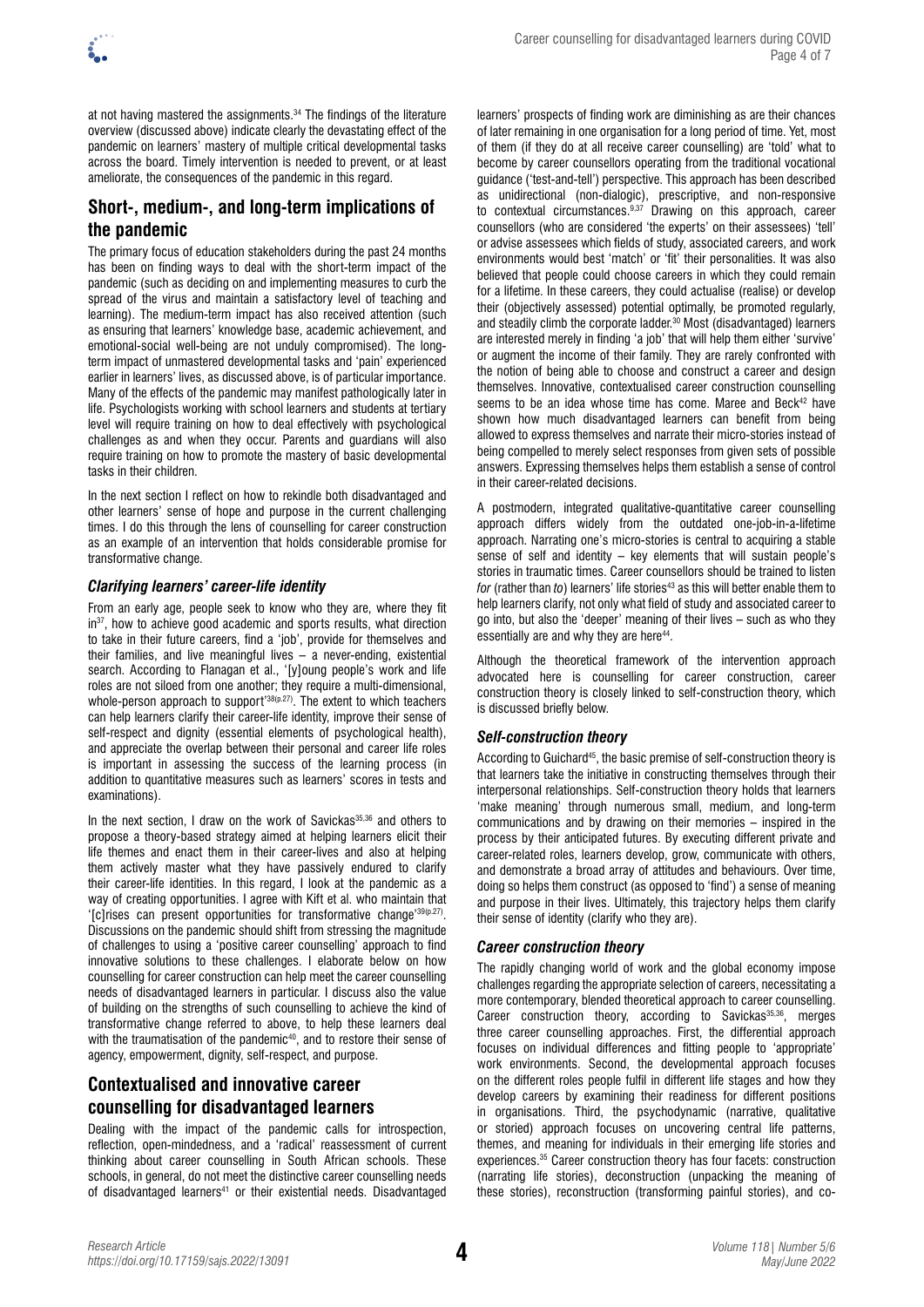at not having mastered the assignments.[34] The findings of the literature overview (discussed above) indicate clearly the devastating effect of the pandemic on learners' mastery of multiple critical developmental tasks across the board. Timely intervention is needed to prevent, or at least ameliorate, the consequences of the pandemic in this regard.

## Short-, medium-, and long-term implications of the pandemic

The primary focus of education stakeholders during the past 24 months has been on finding ways to deal with the short-term impact of the pandemic (such as deciding on and implementing measures to curb the spread of the virus and maintain a satisfactory level of teaching and learning). The medium-term impact has also received attention (such as ensuring that learners' knowledge base, academic achievement, and emotional-social well-being are not unduly compromised). The long-term impact of unmastered developmental tasks and 'pain' experienced earlier in learners' lives, as discussed above, is of particular importance. Many of the effects of the pandemic may manifest pathologically later in life. Psychologists working with school learners and students at tertiary level will require training on how to deal effectively with psychological challenges as and when they occur. Parents and guardians will also require training on how to promote the mastery of basic developmental tasks in their children.

In the next section I reflect on how to rekindle both disadvantaged and other learners' sense of hope and purpose in the current challenging times. I do this through the lens of counselling for career construction as an example of an intervention that holds considerable promise for transformative change.

### *Clarifying learners' career-life identity*

From an early age, people seek to know who they are, where they fit in[37], how to achieve good academic and sports results, what direction to take in their future careers, find a 'job', provide for themselves and their families, and live meaningful lives – a never-ending, existential search. According to Flanagan et al., '[y]oung people's work and life roles are not siloed from one another; they require a multi-dimensional, whole-person approach to support'[38(p.27)]. The extent to which teachers can help learners clarify their career-life identity, improve their sense of self-respect and dignity (essential elements of psychological health), and appreciate the overlap between their personal and career life roles is important in assessing the success of the learning process (in addition to quantitative measures such as learners' scores in tests and examinations).

In the next section, I draw on the work of Savickas[35,36] and others to propose a theory-based strategy aimed at helping learners elicit their life themes and enact them in their career-lives and also at helping them actively master what they have passively endured to clarify their career-life identities. In this regard, I look at the pandemic as a way of creating opportunities. I agree with Kift et al. who maintain that '[c]rises can present opportunities for transformative change'[39(p.27)]. Discussions on the pandemic should shift from stressing the magnitude of challenges to using a 'positive career counselling' approach to find innovative solutions to these challenges. I elaborate below on how counselling for career construction can help meet the career counselling needs of disadvantaged learners in particular. I discuss also the value of building on the strengths of such counselling to achieve the kind of transformative change referred to above, to help these learners deal with the traumatisation of the pandemic[40], and to restore their sense of agency, empowerment, dignity, self-respect, and purpose.

## Contextualised and innovative career counselling for disadvantaged learners

Dealing with the impact of the pandemic calls for introspection, reflection, open-mindedness, and a 'radical' reassessment of current thinking about career counselling in South African schools. These schools, in general, do not meet the distinctive career counselling needs of disadvantaged learners[41] or their existential needs. Disadvantaged learners' prospects of finding work are diminishing as are their chances of later remaining in one organisation for a long period of time. Yet, most of them (if they do at all receive career counselling) are 'told' what to become by career counsellors operating from the traditional vocational guidance ('test-and-tell') perspective. This approach has been described as unidirectional (non-dialogic), prescriptive, and non-responsive to contextual circumstances.[9,37] Drawing on this approach, career counsellors (who are considered 'the experts' on their assessees) 'tell' or advise assessees which fields of study, associated careers, and work environments would best 'match' or 'fit' their personalities. It was also believed that people could choose careers in which they could remain for a lifetime. In these careers, they could actualise (realise) or develop their (objectively assessed) potential optimally, be promoted regularly, and steadily climb the corporate ladder.[30] Most (disadvantaged) learners are interested merely in finding 'a job' that will help them either 'survive' or augment the income of their family. They are rarely confronted with the notion of being able to choose and construct a career and design themselves. Innovative, contextualised career construction counselling seems to be an idea whose time has come. Maree and Beck[42] have shown how much disadvantaged learners can benefit from being allowed to express themselves and narrate their micro-stories instead of being compelled to merely select responses from given sets of possible answers. Expressing themselves helps them establish a sense of control in their career-related decisions.

A postmodern, integrated qualitative-quantitative career counselling approach differs widely from the outdated one-job-in-a-lifetime approach. Narrating one's micro-stories is central to acquiring a stable sense of self and identity – key elements that will sustain people's stories in traumatic times. Career counsellors should be trained to listen *for* (rather than *to*) learners' life stories[43] as this will better enable them to help learners clarify, not only what field of study and associated career to go into, but also the 'deeper' meaning of their lives – such as who they essentially are and why they are here[44].

Although the theoretical framework of the intervention approach advocated here is counselling for career construction, career construction theory is closely linked to self-construction theory, which is discussed briefly below.

### *Self-construction theory*

According to Guichard[45], the basic premise of self-construction theory is that learners take the initiative in constructing themselves through their interpersonal relationships. Self-construction theory holds that learners 'make meaning' through numerous small, medium, and long-term communications and by drawing on their memories – inspired in the process by their anticipated futures. By executing different private and career-related roles, learners develop, grow, communicate with others, and demonstrate a broad array of attitudes and behaviours. Over time, doing so helps them construct (as opposed to 'find') a sense of meaning and purpose in their lives. Ultimately, this trajectory helps them clarify their sense of identity (clarify who they are).

### *Career construction theory*

The rapidly changing world of work and the global economy impose challenges regarding the appropriate selection of careers, necessitating a more contemporary, blended theoretical approach to career counselling. Career construction theory, according to Savickas[35,36], merges three career counselling approaches. First, the differential approach focuses on individual differences and fitting people to 'appropriate' work environments. Second, the developmental approach focuses on the different roles people fulfil in different life stages and how they develop careers by examining their readiness for different positions in organisations. Third, the psychodynamic (narrative, qualitative or storied) approach focuses on uncovering central life patterns, themes, and meaning for individuals in their emerging life stories and experiences.[35] Career construction theory has four facets: construction (narrating life stories), deconstruction (unpacking the meaning of these stories), reconstruction (transforming painful stories), and co-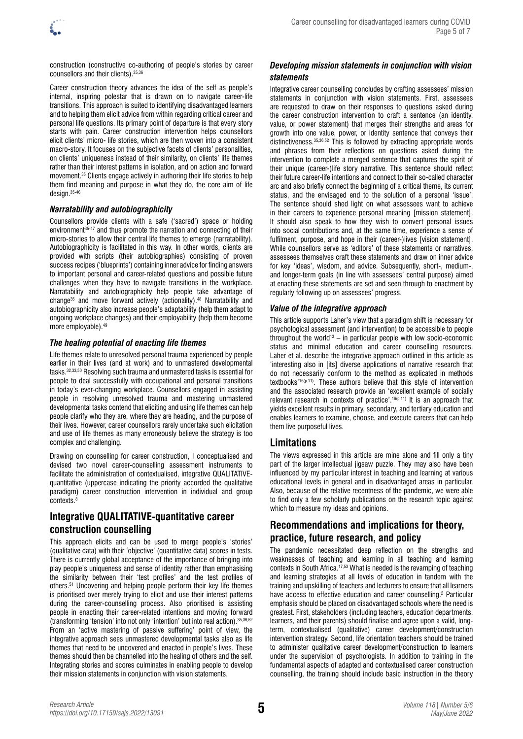construction (constructive co-authoring of people's stories by career counsellors and their clients).[35,36]

Career construction theory advances the idea of the self as people's internal, inspiring polestar that is drawn on to navigate career-life transitions. This approach is suited to identifying disadvantaged learners and to helping them elicit advice from within regarding critical career and personal life questions. Its primary point of departure is that every story starts with pain. Career construction intervention helps counsellors elicit clients' micro- life stories, which are then woven into a consistent macro-story. It focuses on the subjective facets of clients' personalities, on clients' uniqueness instead of their similarity, on clients' life themes rather than their interest patterns in isolation, and on action and forward movement.[35] Clients engage actively in authoring their life stories to help them find meaning and purpose in what they do, the core aim of life design.[35-46]

### *Narratability and autobiographicity*

Counsellors provide clients with a safe ('sacred') space or holding environment[35-47] and thus promote the narration and connecting of their micro-stories to allow their central life themes to emerge (narratability). Autobiographicity is facilitated in this way. In other words, clients are provided with scripts (their autobiographies) consisting of proven success recipes ('blueprints') containing inner advice for finding answers to important personal and career-related questions and possible future challenges when they have to navigate transitions in the workplace. Narratability and autobiographicity help people take advantage of change[35] and move forward actively (actionality).[48] Narratability and autobiographicity also increase people's adaptability (help them adapt to ongoing workplace changes) and their employability (help them become more employable).[49]

### *The healing potential of enacting life themes*

Life themes relate to unresolved personal trauma experienced by people earlier in their lives (and at work) and to unmastered developmental tasks.[32,33,50] Resolving such trauma and unmastered tasks is essential for people to deal successfully with occupational and personal transitions in today's ever-changing workplace. Counsellors engaged in assisting people in resolving unresolved trauma and mastering unmastered developmental tasks contend that eliciting and using life themes can help people clarify who they are, where they are heading, and the purpose of their lives. However, career counsellors rarely undertake such elicitation and use of life themes as many erroneously believe the strategy is too complex and challenging.

Drawing on counselling for career construction, I conceptualised and devised two novel career-counselling assessment instruments to facilitate the administration of contextualised, integrative QUALITATIVE-quantitative (uppercase indicating the priority accorded the qualitative paradigm) career construction intervention in individual and group contexts.[8]

## Integrative QUALITATIVE-quantitative career construction counselling

This approach elicits and can be used to merge people's 'stories' (qualitative data) with their 'objective' (quantitative data) scores in tests. There is currently global acceptance of the importance of bringing into play people's uniqueness and sense of identity rather than emphasising the similarity between their 'test profiles' and the test profiles of others.[51] Uncovering and helping people perform their key life themes is prioritised over merely trying to elicit and use their interest patterns during the career-counselling process. Also prioritised is assisting people in enacting their career-related intentions and moving forward (transforming 'tension' into not only 'intention' but into real action).[35,36,52] From an 'active mastering of passive suffering' point of view, the integrative approach sees unmastered developmental tasks also as life themes that need to be uncovered and enacted in people's lives. These themes should then be channelled into the healing of others and the self. Integrating stories and scores culminates in enabling people to develop their mission statements in conjunction with vision statements.

### *Developing mission statements in conjunction with vision statements*

Integrative career counselling concludes by crafting assessees' mission statements in conjunction with vision statements. First, assessees are requested to draw on their responses to questions asked during the career construction intervention to craft a sentence (an identity, value, or power statement) that merges their strengths and areas for growth into one value, power, or identity sentence that conveys their distinctiveness.[35,36,52] This is followed by extracting appropriate words and phrases from their reflections on questions asked during the intervention to complete a merged sentence that captures the spirit of their unique (career-)life story narrative. This sentence should reflect their future career-life intentions and connect to their so-called character arc and also briefly connect the beginning of a critical theme, its current status, and the envisaged end to the solution of a personal 'issue'. The sentence should shed light on what assessees want to achieve in their careers to experience personal meaning [mission statement]. It should also speak to how they wish to convert personal issues into social contributions and, at the same time, experience a sense of fulfilment, purpose, and hope in their (career-)lives [vision statement]. While counsellors serve as 'editors' of these statements or narratives, assessees themselves craft these statements and draw on inner advice for key 'ideas', wisdom, and advice. Subsequently, short-, medium-, and longer-term goals (in line with assessees' central purpose) aimed at enacting these statements are set and seen through to enactment by regularly following up on assessees' progress.

### *Value of the integrative approach*

This article supports Laher's view that a paradigm shift is necessary for psychological assessment (and intervention) to be accessible to people throughout the world[13] – in particular people with low socio-economic status and minimal education and career counselling resources. Laher et al. describe the integrative approach outlined in this article as 'interesting also in [its] diverse applications of narrative research that do not necessarily conform to the method as explicated in methods textbooks'[16(p.11)]. These authors believe that this style of intervention and the associated research provide an 'excellent example of socially relevant research in contexts of practice'.[16(p.11)] It is an approach that yields excellent results in primary, secondary, and tertiary education and enables learners to examine, choose, and execute careers that can help them live purposeful lives.

## Limitations

The views expressed in this article are mine alone and fill only a tiny part of the larger intellectual jigsaw puzzle. They may also have been influenced by my particular interest in teaching and learning at various educational levels in general and in disadvantaged areas in particular. Also, because of the relative recentness of the pandemic, we were able to find only a few scholarly publications on the research topic against which to measure my ideas and opinions.

## Recommendations and implications for theory, practice, future research, and policy

The pandemic necessitated deep reflection on the strengths and weaknesses of teaching and learning in all teaching and learning contexts in South Africa.[17,53] What is needed is the revamping of teaching and learning strategies at all levels of education in tandem with the training and upskilling of teachers and lecturers to ensure that all learners have access to effective education and career counselling.[2] Particular emphasis should be placed on disadvantaged schools where the need is greatest. First, stakeholders (including teachers, education departments, learners, and their parents) should finalise and agree upon a valid, long-term, contextualised (qualitative) career development/construction intervention strategy. Second, life orientation teachers should be trained to administer qualitative career development/construction to learners under the supervision of psychologists. In addition to training in the fundamental aspects of adapted and contextualised career construction counselling, the training should include basic instruction in the theory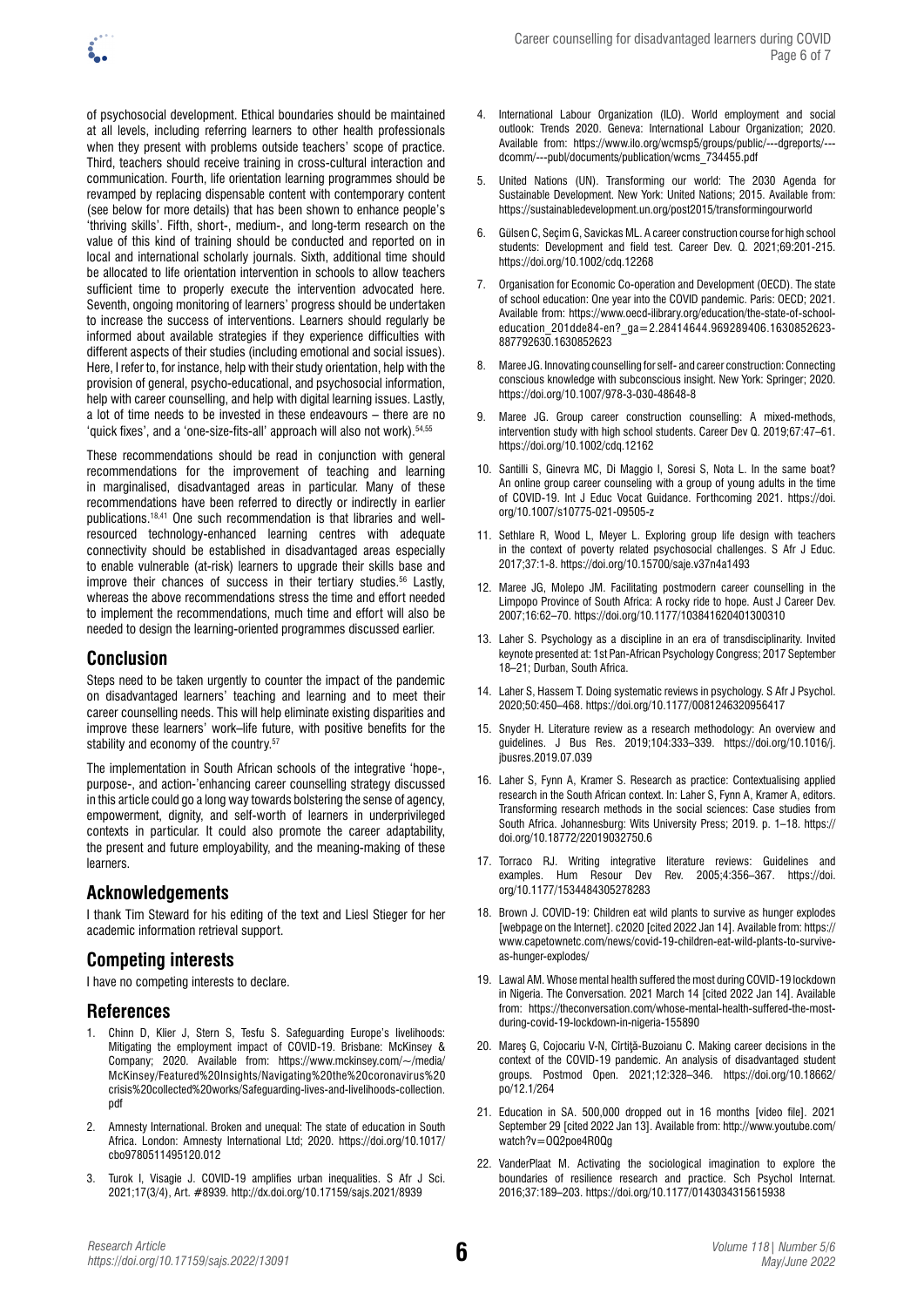of psychosocial development. Ethical boundaries should be maintained at all levels, including referring learners to other health professionals when they present with problems outside teachers' scope of practice. Third, teachers should receive training in cross-cultural interaction and communication. Fourth, life orientation learning programmes should be revamped by replacing dispensable content with contemporary content (see below for more details) that has been shown to enhance people's 'thriving skills'. Fifth, short-, medium-, and long-term research on the value of this kind of training should be conducted and reported on in local and international scholarly journals. Sixth, additional time should be allocated to life orientation intervention in schools to allow teachers sufficient time to properly execute the intervention advocated here. Seventh, ongoing monitoring of learners' progress should be undertaken to increase the success of interventions. Learners should regularly be informed about available strategies if they experience difficulties with different aspects of their studies (including emotional and social issues). Here, I refer to, for instance, help with their study orientation, help with the provision of general, psycho-educational, and psychosocial information, help with career counselling, and help with digital learning issues. Lastly, a lot of time needs to be invested in these endeavours – there are no 'quick fixes', and a 'one-size-fits-all' approach will also not work).[54,55]

These recommendations should be read in conjunction with general recommendations for the improvement of teaching and learning in marginalised, disadvantaged areas in particular. Many of these recommendations have been referred to directly or indirectly in earlier publications.[18,41] One such recommendation is that libraries and well-resourced technology-enhanced learning centres with adequate connectivity should be established in disadvantaged areas especially to enable vulnerable (at-risk) learners to upgrade their skills base and improve their chances of success in their tertiary studies.[56] Lastly, whereas the above recommendations stress the time and effort needed to implement the recommendations, much time and effort will also be needed to design the learning-oriented programmes discussed earlier.

## Conclusion

Steps need to be taken urgently to counter the impact of the pandemic on disadvantaged learners' teaching and learning and to meet their career counselling needs. This will help eliminate existing disparities and improve these learners' work–life future, with positive benefits for the stability and economy of the country.[57]

The implementation in South African schools of the integrative 'hope-, purpose-, and action-'enhancing career counselling strategy discussed in this article could go a long way towards bolstering the sense of agency, empowerment, dignity, and self-worth of learners in underprivileged contexts in particular. It could also promote the career adaptability, the present and future employability, and the meaning-making of these learners.

## Acknowledgements

I thank Tim Steward for his editing of the text and Liesl Stieger for her academic information retrieval support.

## Competing interests

I have no competing interests to declare.

## References

1. Chinn D, Klier J, Stern S, Tesfu S. Safeguarding Europe's livelihoods: Mitigating the employment impact of COVID-19. Brisbane: McKinsey & Company; 2020. Available from: https://www.mckinsey.com/~/media/McKinsey/Featured%20Insights/Navigating%20the%20coronavirus%20crisis%20collected%20works/Safeguarding-lives-and-livelihoods-collection.pdf
2. Amnesty International. Broken and unequal: The state of education in South Africa. London: Amnesty International Ltd; 2020. https://doi.org/10.1017/cbo9780511495120.012
3. Turok I, Visagie J. COVID-19 amplifies urban inequalities. S Afr J Sci. 2021;17(3/4), Art. #8939. http://dx.doi.org/10.17159/sajs.2021/8939
4. International Labour Organization (ILO). World employment and social outlook: Trends 2020. Geneva: International Labour Organization; 2020. Available from: https://www.ilo.org/wcmsp5/groups/public/---dgreports/---dcomm/---publ/documents/publication/wcms_734455.pdf
5. United Nations (UN). Transforming our world: The 2030 Agenda for Sustainable Development. New York: United Nations; 2015. Available from: https://sustainabledevelopment.un.org/post2015/transformingourworld
6. Gülsen C, Seçim G, Savickas ML. A career construction course for high school students: Development and field test. Career Dev. Q. 2021;69:201-215. https://doi.org/10.1002/cdq.12268
7. Organisation for Economic Co-operation and Development (OECD). The state of school education: One year into the COVID pandemic. Paris: OECD; 2021. Available from: https://www.oecd-ilibrary.org/education/the-state-of-school-education_201dde84-en?_ga=2.28414644.969289406.1630852623-887792630.1630852623
8. Maree JG. Innovating counselling for self- and career construction: Connecting conscious knowledge with subconscious insight. New York: Springer; 2020. https://doi.org/10.1007/978-3-030-48648-8
9. Maree JG. Group career construction counselling: A mixed-methods, intervention study with high school students. Career Dev Q. 2019;67:47–61. https://doi.org/10.1002/cdq.12162
10. Santilli S, Ginevra MC, Di Maggio I, Soresi S, Nota L. In the same boat? An online group career counseling with a group of young adults in the time of COVID-19. Int J Educ Vocat Guidance. Forthcoming 2021. https://doi.org/10.1007/s10775-021-09505-z
11. Sethlare R, Wood L, Meyer L. Exploring group life design with teachers in the context of poverty related psychosocial challenges. S Afr J Educ. 2017;37:1-8. https://doi.org/10.15700/saje.v37n4a1493
12. Maree JG, Molepo JM. Facilitating postmodern career counselling in the Limpopo Province of South Africa: A rocky ride to hope. Aust J Career Dev. 2007;16:62–70. https://doi.org/10.1177/103841620401300310
13. Laher S. Psychology as a discipline in an era of transdisciplinarity. Invited keynote presented at: 1st Pan-African Psychology Congress; 2017 September 18–21; Durban, South Africa.
14. Laher S, Hassem T. Doing systematic reviews in psychology. S Afr J Psychol. 2020;50:450–468. https://doi.org/10.1177/0081246320956417
15. Snyder H. Literature review as a research methodology: An overview and guidelines. J Bus Res. 2019;104:333–339. https://doi.org/10.1016/j.jbusres.2019.07.039
16. Laher S, Fynn A, Kramer S. Research as practice: Contextualising applied research in the South African context. In: Laher S, Fynn A, Kramer A, editors. Transforming research methods in the social sciences: Case studies from South Africa. Johannesburg: Wits University Press; 2019. p. 1–18. https://doi.org/10.18772/22019032750.6
17. Torraco RJ. Writing integrative literature reviews: Guidelines and examples. Hum Resour Dev Rev. 2005;4:356–367. https://doi.org/10.1177/1534484305278283
18. Brown J. COVID-19: Children eat wild plants to survive as hunger explodes [webpage on the Internet]. c2020 [cited 2022 Jan 14]. Available from: https://www.capetownetc.com/news/covid-19-children-eat-wild-plants-to-survive-as-hunger-explodes/
19. Lawal AM. Whose mental health suffered the most during COVID-19 lockdown in Nigeria. The Conversation. 2021 March 14 [cited 2022 Jan 14]. Available from: https://theconversation.com/whose-mental-health-suffered-the-most-during-covid-19-lockdown-in-nigeria-155890
20. Mareş G, Cojocariu V-N, Cîrtiţă-Buzoianu C. Making career decisions in the context of the COVID-19 pandemic. An analysis of disadvantaged student groups. Postmod Open. 2021;12:328–346. https://doi.org/10.18662/po/12.1/264
21. Education in SA. 500,000 dropped out in 16 months [video file]. 2021 September 29 [cited 2022 Jan 13]. Available from: http://www.youtube.com/watch?v=OQ2poe4R0Qg
22. VanderPlaat M. Activating the sociological imagination to explore the boundaries of resilience research and practice. Sch Psychol Internat. 2016;37:189–203. https://doi.org/10.1177/0143034315615938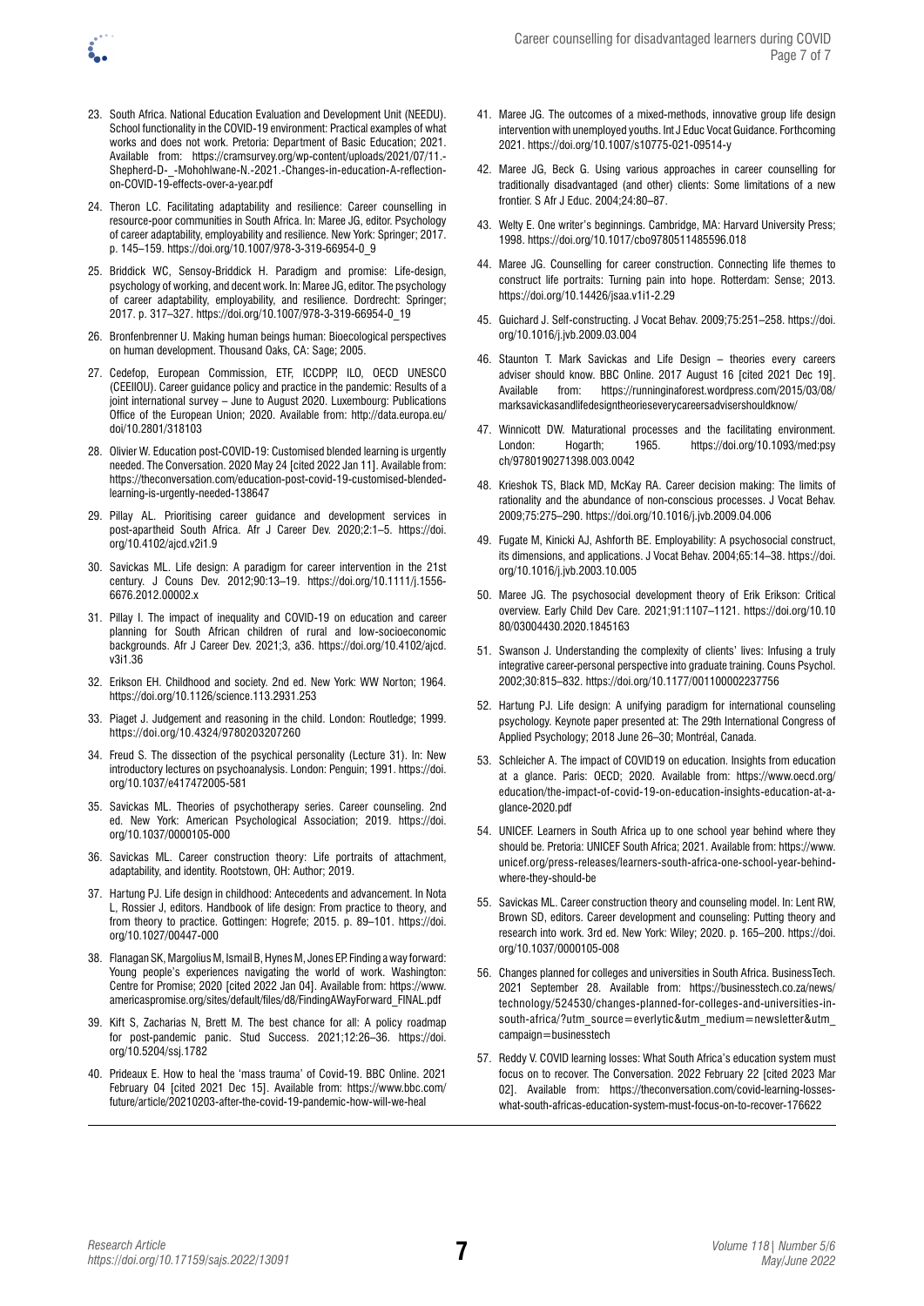23. South Africa. National Education Evaluation and Development Unit (NEEDU). School functionality in the COVID-19 environment: Practical examples of what works and does not work. Pretoria: Department of Basic Education; 2021. Available from: https://cramsurvey.org/wp-content/uploads/2021/07/11.-Shepherd-D-_-Mohohlwane-N.-2021.-Changes-in-education-A-reflection-on-COVID-19-effects-over-a-year.pdf

24. Theron LC. Facilitating adaptability and resilience: Career counselling in resource-poor communities in South Africa. In: Maree JG, editor. Psychology of career adaptability, employability and resilience. New York: Springer; 2017. p. 145–159. https://doi.org/10.1007/978-3-319-66954-0_9

25. Briddick WC, Sensoy-Briddick H. Paradigm and promise: Life-design, psychology of working, and decent work. In: Maree JG, editor. The psychology of career adaptability, employability, and resilience. Dordrecht: Springer; 2017. p. 317–327. https://doi.org/10.1007/978-3-319-66954-0_19

26. Bronfenbrenner U. Making human beings human: Bioecological perspectives on human development. Thousand Oaks, CA: Sage; 2005.

27. Cedefop, European Commission, ETF, ICCDPP, ILO, OECD UNESCO (CEEIIOU). Career guidance policy and practice in the pandemic: Results of a joint international survey – June to August 2020. Luxembourg: Publications Office of the European Union; 2020. Available from: http://data.europa.eu/doi/10.2801/318103

28. Olivier W. Education post-COVID-19: Customised blended learning is urgently needed. The Conversation. 2020 May 24 [cited 2022 Jan 11]. Available from: https://theconversation.com/education-post-covid-19-customised-blended-learning-is-urgently-needed-138647

29. Pillay AL. Prioritising career guidance and development services in post-apartheid South Africa. Afr J Career Dev. 2020;2:1–5. https://doi.org/10.4102/ajcd.v2i1.9

30. Savickas ML. Life design: A paradigm for career intervention in the 21st century. J Couns Dev. 2012;90:13–19. https://doi.org/10.1111/j.1556-6676.2012.00002.x

31. Pillay I. The impact of inequality and COVID-19 on education and career planning for South African children of rural and low-socioeconomic backgrounds. Afr J Career Dev. 2021;3, a36. https://doi.org/10.4102/ajcd.v3i1.36

32. Erikson EH. Childhood and society. 2nd ed. New York: WW Norton; 1964. https://doi.org/10.1126/science.113.2931.253

33. Piaget J. Judgement and reasoning in the child. London: Routledge; 1999. https://doi.org/10.4324/9780203207260

34. Freud S. The dissection of the psychical personality (Lecture 31). In: New introductory lectures on psychoanalysis. London: Penguin; 1991. https://doi.org/10.1037/e417472005-581

35. Savickas ML. Theories of psychotherapy series. Career counseling. 2nd ed. New York: American Psychological Association; 2019. https://doi.org/10.1037/0000105-000

36. Savickas ML. Career construction theory: Life portraits of attachment, adaptability, and identity. Rootstown, OH: Author; 2019.

37. Hartung PJ. Life design in childhood: Antecedents and advancement. In Nota L, Rossier J, editors. Handbook of life design: From practice to theory, and from theory to practice. Gottingen: Hogrefe; 2015. p. 89–101. https://doi.org/10.1027/00447-000

38. Flanagan SK, Margolius M, Ismail B, Hynes M, Jones EP. Finding a way forward: Young people's experiences navigating the world of work. Washington: Centre for Promise; 2020 [cited 2022 Jan 04]. Available from: https://www.americaspromise.org/sites/default/files/d8/FindingAWayForward_FINAL.pdf

39. Kift S, Zacharias N, Brett M. The best chance for all: A policy roadmap for post-pandemic panic. Stud Success. 2021;12:26–36. https://doi.org/10.5204/ssj.1782

40. Prideaux E. How to heal the 'mass trauma' of Covid-19. BBC Online. 2021 February 04 [cited 2021 Dec 15]. Available from: https://www.bbc.com/future/article/20210203-after-the-covid-19-pandemic-how-will-we-heal

41. Maree JG. The outcomes of a mixed-methods, innovative group life design intervention with unemployed youths. Int J Educ Vocat Guidance. Forthcoming 2021. https://doi.org/10.1007/s10775-021-09514-y

42. Maree JG, Beck G. Using various approaches in career counselling for traditionally disadvantaged (and other) clients: Some limitations of a new frontier. S Afr J Educ. 2004;24:80–87.

43. Welty E. One writer's beginnings. Cambridge, MA: Harvard University Press; 1998. https://doi.org/10.1017/cbo9780511485596.018

44. Maree JG. Counselling for career construction. Connecting life themes to construct life portraits: Turning pain into hope. Rotterdam: Sense; 2013. https://doi.org/10.14426/jsaa.v1i1-2.29

45. Guichard J. Self-constructing. J Vocat Behav. 2009;75:251–258. https://doi.org/10.1016/j.jvb.2009.03.004

46. Staunton T. Mark Savickas and Life Design – theories every careers adviser should know. BBC Online. 2017 August 16 [cited 2021 Dec 19]. Available from: https://runninginaforest.wordpress.com/2015/03/08/marksavickasandlifedesigntheorieseverycareersadvisershouldknow/

47. Winnicott DW. Maturational processes and the facilitating environment. London: Hogarth; 1965. https://doi.org/10.1093/med:psych/9780190271398.003.0042

48. Krieshok TS, Black MD, McKay RA. Career decision making: The limits of rationality and the abundance of non-conscious processes. J Vocat Behav. 2009;75:275–290. https://doi.org/10.1016/j.jvb.2009.04.006

49. Fugate M, Kinicki AJ, Ashforth BE. Employability: A psychosocial construct, its dimensions, and applications. J Vocat Behav. 2004;65:14–38. https://doi.org/10.1016/j.jvb.2003.10.005

50. Maree JG. The psychosocial development theory of Erik Erikson: Critical overview. Early Child Dev Care. 2021;91:1107–1121. https://doi.org/10.1080/03004430.2020.1845163

51. Swanson J. Understanding the complexity of clients' lives: Infusing a truly integrative career-personal perspective into graduate training. Couns Psychol. 2002;30:815–832. https://doi.org/10.1177/001100002237756

52. Hartung PJ. Life design: A unifying paradigm for international counseling psychology. Keynote paper presented at: The 29th International Congress of Applied Psychology; 2018 June 26–30; Montréal, Canada.

53. Schleicher A. The impact of COVID19 on education. Insights from education at a glance. Paris: OECD; 2020. Available from: https://www.oecd.org/education/the-impact-of-covid-19-on-education-insights-education-at-a-glance-2020.pdf

54. UNICEF. Learners in South Africa up to one school year behind where they should be. Pretoria: UNICEF South Africa; 2021. Available from: https://www.unicef.org/press-releases/learners-south-africa-one-school-year-behind-where-they-should-be

55. Savickas ML. Career construction theory and counseling model. In: Lent RW, Brown SD, editors. Career development and counseling: Putting theory and research into work. 3rd ed. New York: Wiley; 2020. p. 165–200. https://doi.org/10.1037/0000105-008

56. Changes planned for colleges and universities in South Africa. BusinessTech. 2021 September 28. Available from: https://businesstech.co.za/news/technology/524530/changes-planned-for-colleges-and-universities-in-south-africa/?utm_source=everlytic&utm_medium=newsletter&utm_campaign=businesstech

57. Reddy V. COVID learning losses: What South Africa's education system must focus on to recover. The Conversation. 2022 February 22 [cited 2023 Mar 02]. Available from: https://theconversation.com/covid-learning-losses-what-south-africas-education-system-must-focus-on-to-recover-176622